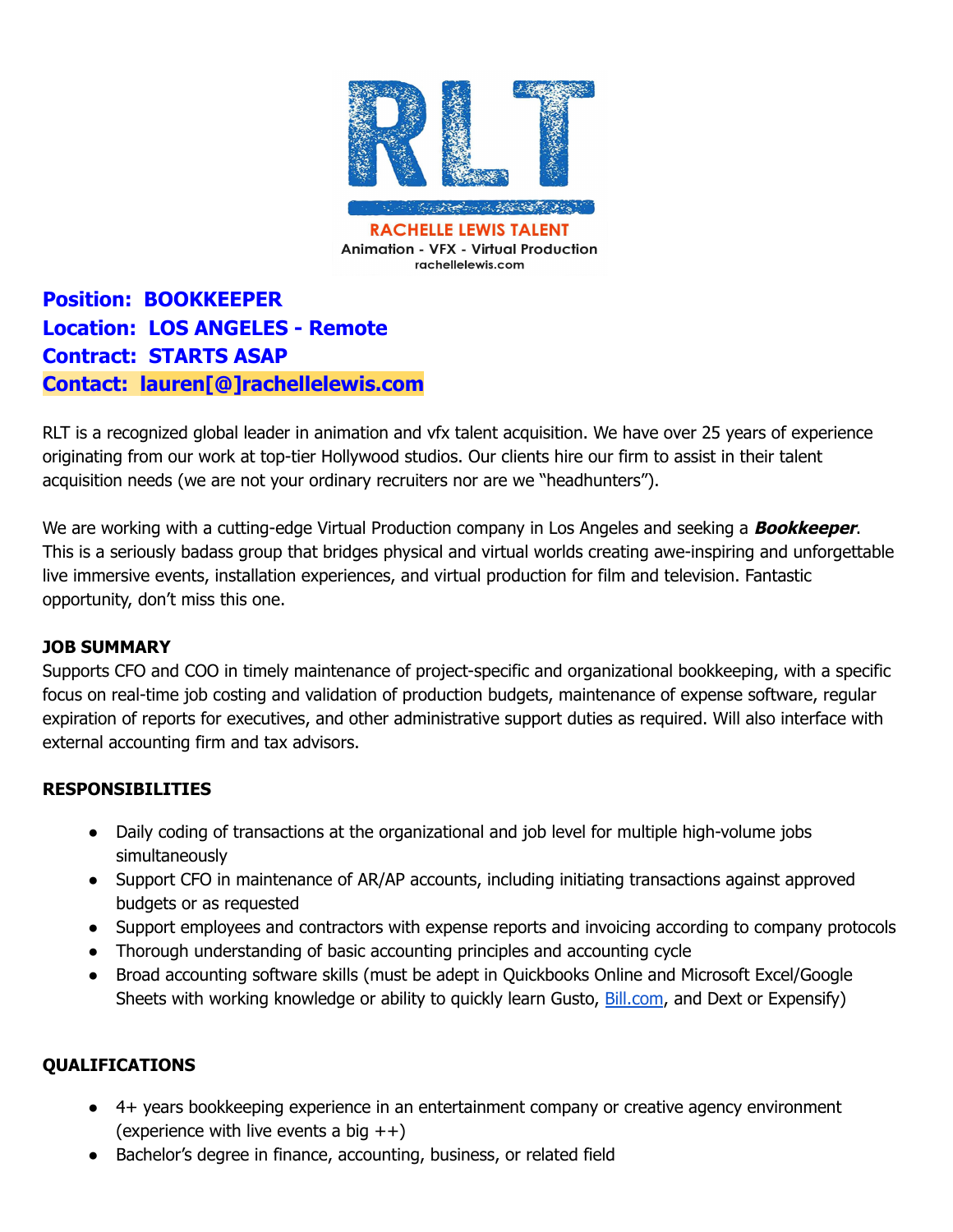RLT

RACHELLE LEWIS TALENT

Animation - VFX - Virtual Production

rachellelewis.com

**Position: BOOKKEEPER**
**Location: LOS ANGELES - Remote**
**Contract: STARTS ASAP**
**Contact: lauren[@]rachellelewis.com**

RLT is a recognized global leader in animation and vfx talent acquisition. We have over 25 years of experience originating from our work at top-tier Hollywood studios. Our clients hire our firm to assist in their talent acquisition needs (we are not your ordinary recruiters nor are we "headhunters").

We are working with a cutting-edge Virtual Production company in Los Angeles and seeking a ***Bookkeeper***. This is a seriously badass group that bridges physical and virtual worlds creating awe-inspiring and unforgettable live immersive events, installation experiences, and virtual production for film and television. Fantastic opportunity, don't miss this one.

**JOB SUMMARY**

Supports CFO and COO in timely maintenance of project-specific and organizational bookkeeping, with a specific focus on real-time job costing and validation of production budgets, maintenance of expense software, regular expiration of reports for executives, and other administrative support duties as required. Will also interface with external accounting firm and tax advisors.

**RESPONSIBILITIES**

- Daily coding of transactions at the organizational and job level for multiple high-volume jobs simultaneously
- Support CFO in maintenance of AR/AP accounts, including initiating transactions against approved budgets or as requested
- Support employees and contractors with expense reports and invoicing according to company protocols
- Thorough understanding of basic accounting principles and accounting cycle
- Broad accounting software skills (must be adept in Quickbooks Online and Microsoft Excel/Google Sheets with working knowledge or ability to quickly learn Gusto, Bill.com, and Dext or Expensify)

**QUALIFICATIONS**

- 4+ years bookkeeping experience in an entertainment company or creative agency environment (experience with live events a big ++)
- Bachelor's degree in finance, accounting, business, or related field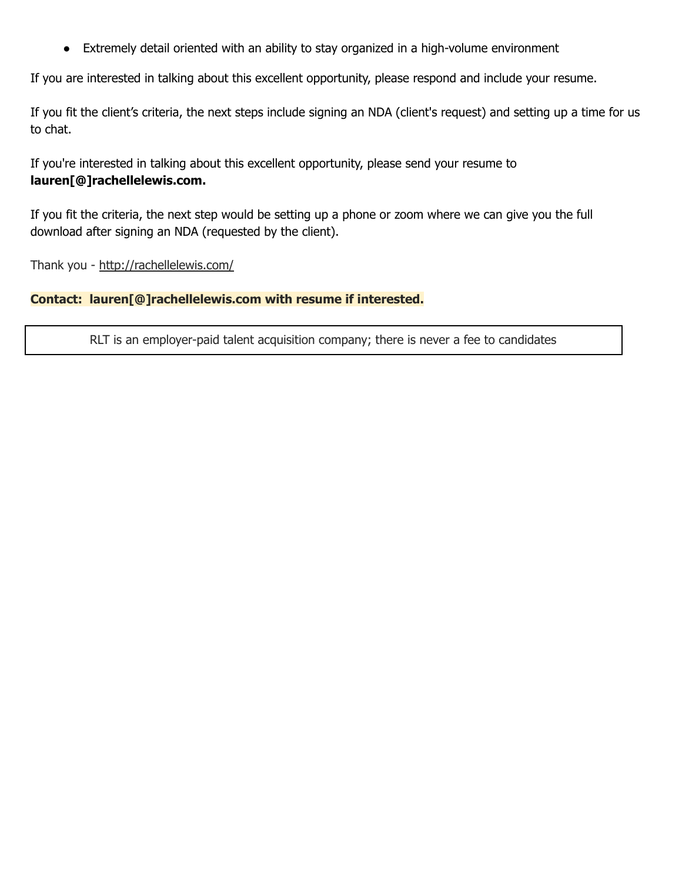- Extremely detail oriented with an ability to stay organized in a high-volume environment

If you are interested in talking about this excellent opportunity, please respond and include your resume.

If you fit the client's criteria, the next steps include signing an NDA (client's request) and setting up a time for us to chat.

If you're interested in talking about this excellent opportunity, please send your resume to **lauren[@]rachellelewis.com.**

If you fit the criteria, the next step would be setting up a phone or zoom where we can give you the full download after signing an NDA (requested by the client).

Thank you - http://rachellelewis.com/

**Contact: lauren[@]rachellelewis.com with resume if interested.**

| |
|---|
| RLT is an employer-paid talent acquisition company; there is never a fee to candidates |